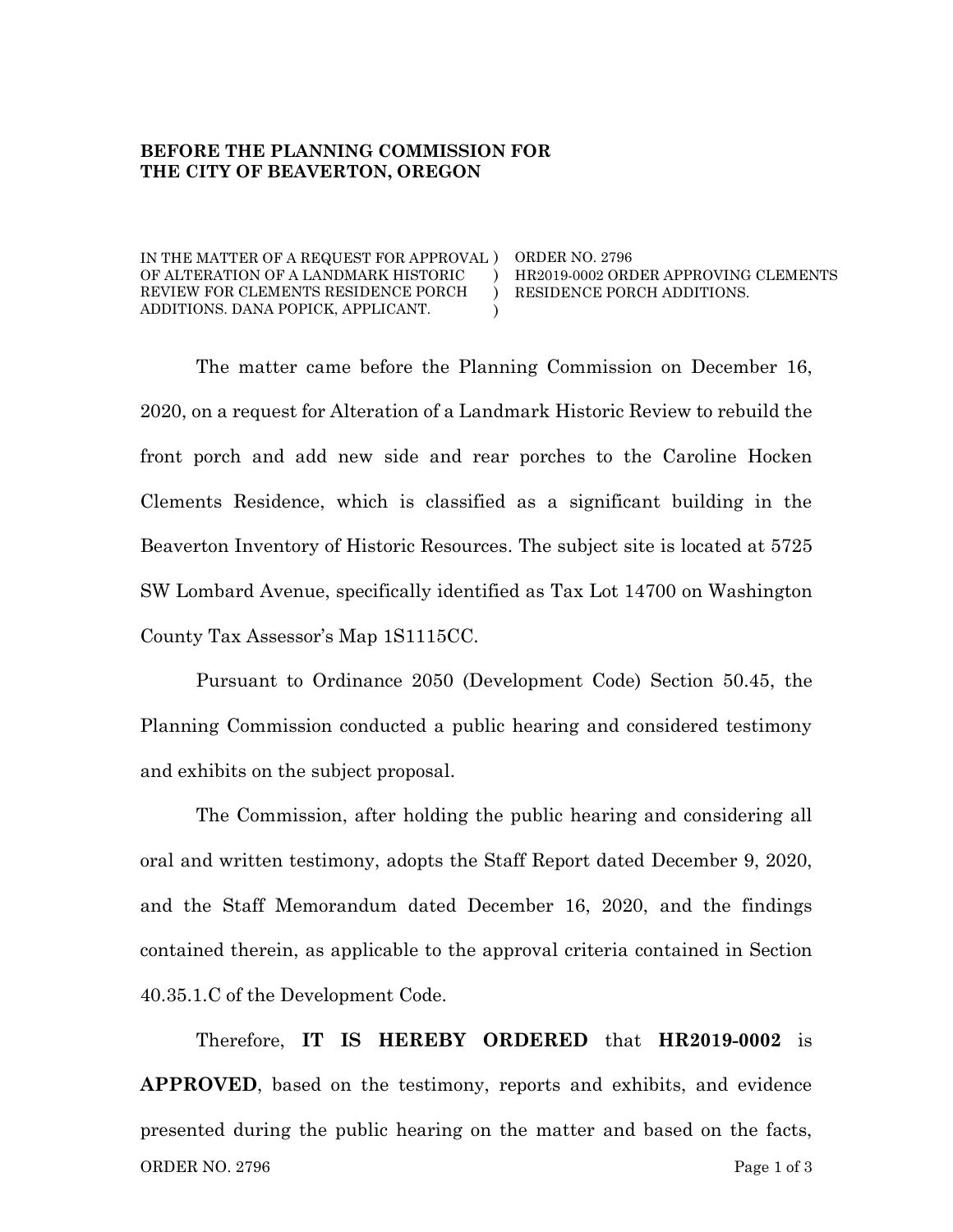**BEFORE THE PLANNING COMMISSION FOR THE CITY OF BEAVERTON, OREGON**

| | | |
|---|---|---|
| IN THE MATTER OF A REQUEST FOR APPROVAL OF ALTERATION OF A LANDMARK HISTORIC REVIEW FOR CLEMENTS RESIDENCE PORCH ADDITIONS. DANA POPICK, APPLICANT. | ) ) ) ) | ORDER NO. 2796 HR2019-0002 ORDER APPROVING CLEMENTS RESIDENCE PORCH ADDITIONS. |

The matter came before the Planning Commission on December 16, 2020, on a request for Alteration of a Landmark Historic Review to rebuild the front porch and add new side and rear porches to the Caroline Hocken Clements Residence, which is classified as a significant building in the Beaverton Inventory of Historic Resources. The subject site is located at 5725 SW Lombard Avenue, specifically identified as Tax Lot 14700 on Washington County Tax Assessor's Map 1S1115CC.

Pursuant to Ordinance 2050 (Development Code) Section 50.45, the Planning Commission conducted a public hearing and considered testimony and exhibits on the subject proposal.

The Commission, after holding the public hearing and considering all oral and written testimony, adopts the Staff Report dated December 9, 2020, and the Staff Memorandum dated December 16, 2020, and the findings contained therein, as applicable to the approval criteria contained in Section 40.35.1.C of the Development Code.

Therefore, **IT IS HEREBY ORDERED** that **HR2019-0002** is **APPROVED**, based on the testimony, reports and exhibits, and evidence presented during the public hearing on the matter and based on the facts,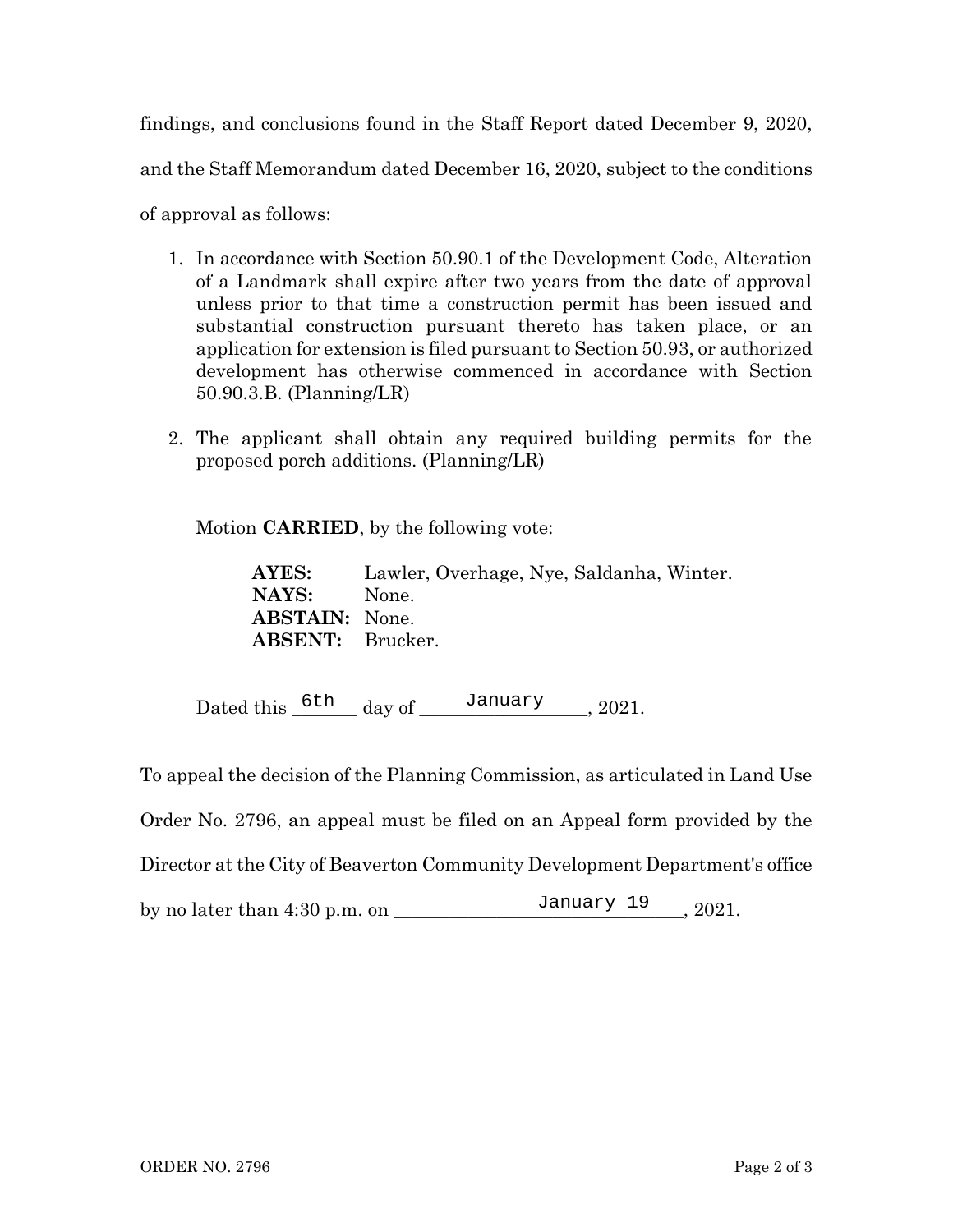findings, and conclusions found in the Staff Report dated December 9, 2020, and the Staff Memorandum dated December 16, 2020, subject to the conditions of approval as follows:

1. In accordance with Section 50.90.1 of the Development Code, Alteration of a Landmark shall expire after two years from the date of approval unless prior to that time a construction permit has been issued and substantial construction pursuant thereto has taken place, or an application for extension is filed pursuant to Section 50.93, or authorized development has otherwise commenced in accordance with Section 50.90.3.B. (Planning/LR)

2. The applicant shall obtain any required building permits for the proposed porch additions. (Planning/LR)

Motion **CARRIED**, by the following vote:

**AYES:** Lawler, Overhage, Nye, Saldanha, Winter.
**NAYS:** None.
**ABSTAIN:** None.
**ABSENT:** Brucker.

Dated this 6th day of January, 2021.

To appeal the decision of the Planning Commission, as articulated in Land Use Order No. 2796, an appeal must be filed on an Appeal form provided by the Director at the City of Beaverton Community Development Department's office by no later than 4:30 p.m. on January 19, 2021.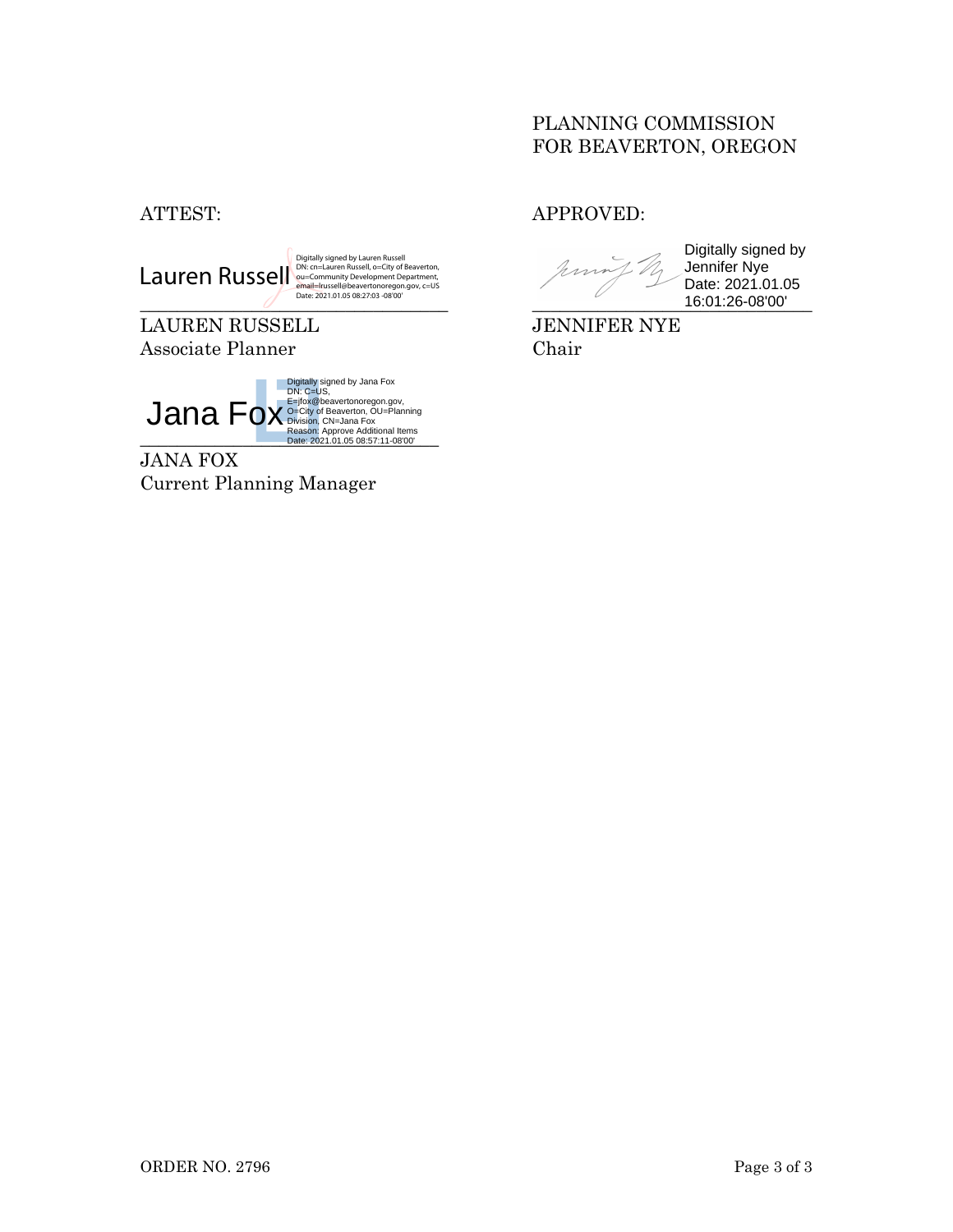PLANNING COMMISSION
FOR BEAVERTON, OREGON

ATTEST:

Lauren Russell

Digitally signed by Lauren Russell
DN: cn=Lauren Russell, o=City of Beaverton, ou=Community Development Department, email=lrussell@beavertonoregon.gov, c=US
Date: 2021.01.05 08:27:03 -08'00'

LAUREN RUSSELL
Associate Planner

Jana Fox

Digitally signed by Jana Fox
DN: C=US, E=jfox@beavertonoregon.gov, O=City of Beaverton, OU=Planning Division, CN=Jana Fox
Reason: Approve Additional Items
Date: 2021.01.05 08:57:11-08'00'

JANA FOX
Current Planning Manager

APPROVED:

Digitally signed by Jennifer Nye
Date: 2021.01.05 16:01:26-08'00'

JENNIFER NYE
Chair

ORDER NO. 2796